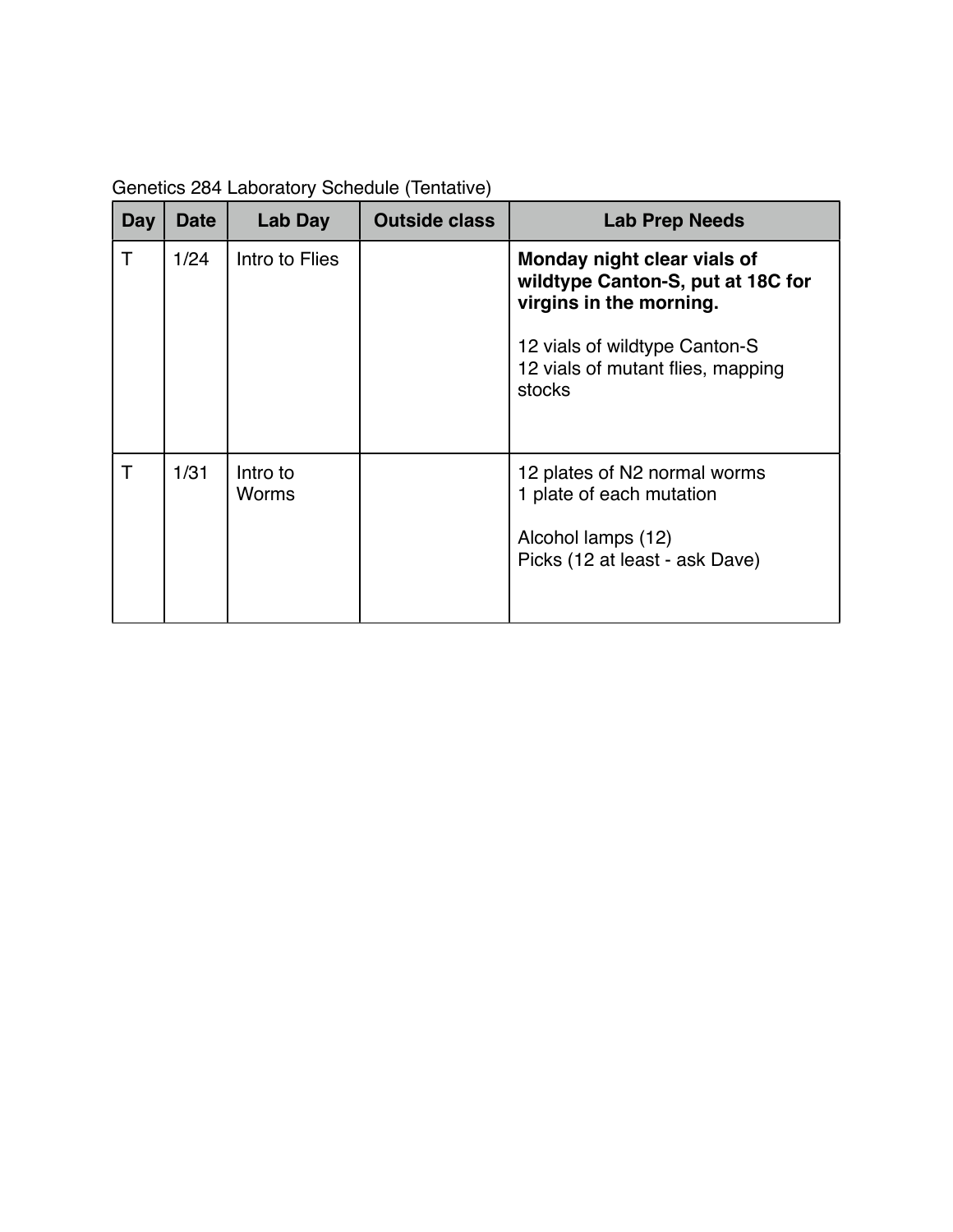Genetics 284 Laboratory Schedule (Tentative)

| Day | Date | Lab Day | Outside class | Lab Prep Needs |
|---|---|---|---|---|
| T | 1/24 | Intro to Flies | | **Monday night clear vials of wildtype Canton-S, put at 18C for virgins in the morning.**<br><br>12 vials of wildtype Canton-S<br>12 vials of mutant flies, mapping stocks |
| T | 1/31 | Intro to Worms | | 12 plates of N2 normal worms<br>1 plate of each mutation<br><br>Alcohol lamps (12)<br>Picks (12 at least - ask Dave) |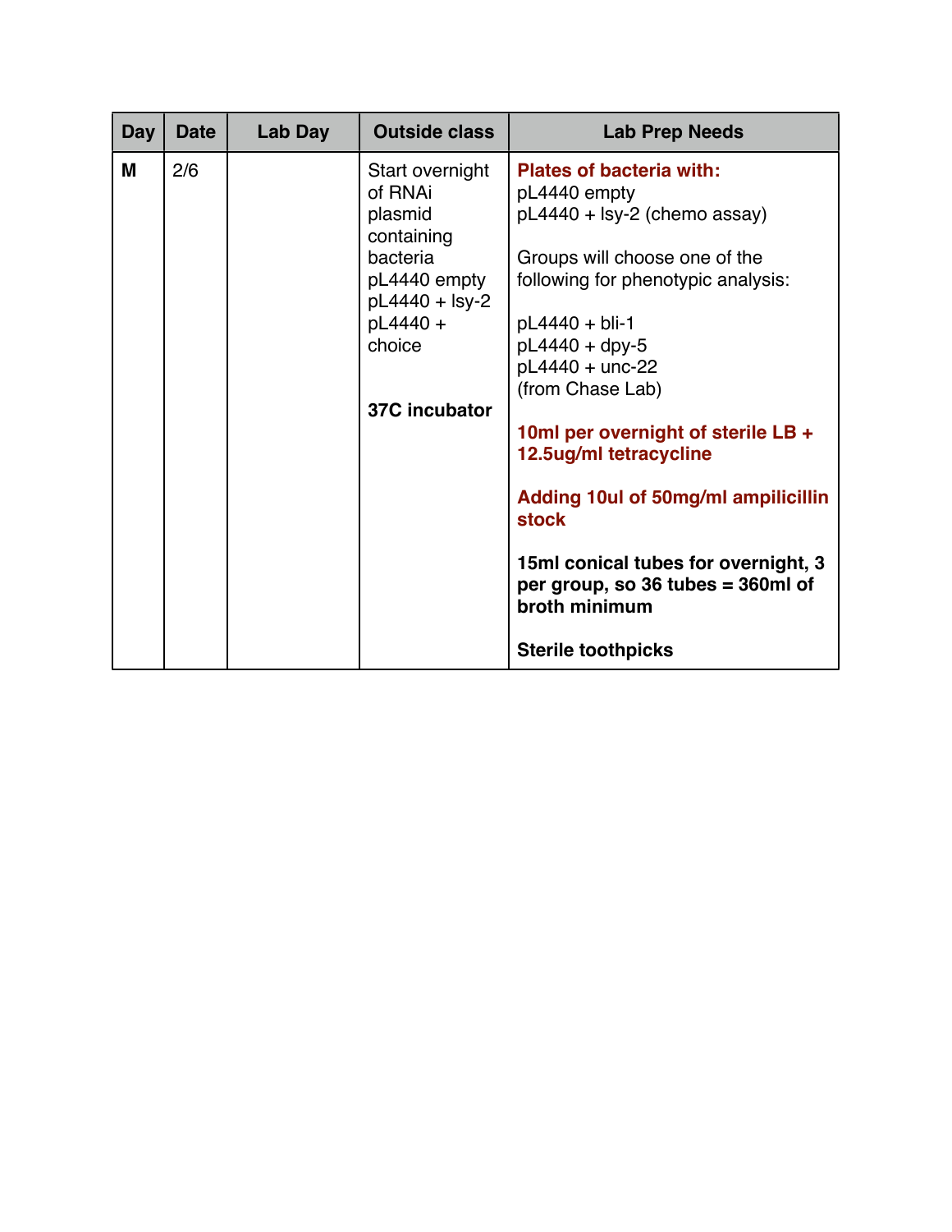| Day | Date | Lab Day | Outside class | Lab Prep Needs |
| --- | --- | --- | --- | --- |
| M | 2/6 | | Start overnight of RNAi plasmid containing bacteria<br>pL4440 empty<br>pL4440 + lsy-2<br>pL4440 + choice<br><br>**37C incubator** | **Plates of bacteria with:**<br>pL4440 empty<br>pL4440 + lsy-2 (chemo assay)<br><br>Groups will choose one of the following for phenotypic analysis:<br><br>pL4440 + bli-1<br>pL4440 + dpy-5<br>pL4440 + unc-22<br>(from Chase Lab)<br><br>**10ml per overnight of sterile LB + 12.5ug/ml tetracycline**<br><br>**Adding 10ul of 50mg/ml ampilicillin stock**<br><br>**15ml conical tubes for overnight, 3 per group, so 36 tubes = 360ml of broth minimum**<br><br>**Sterile toothpicks** |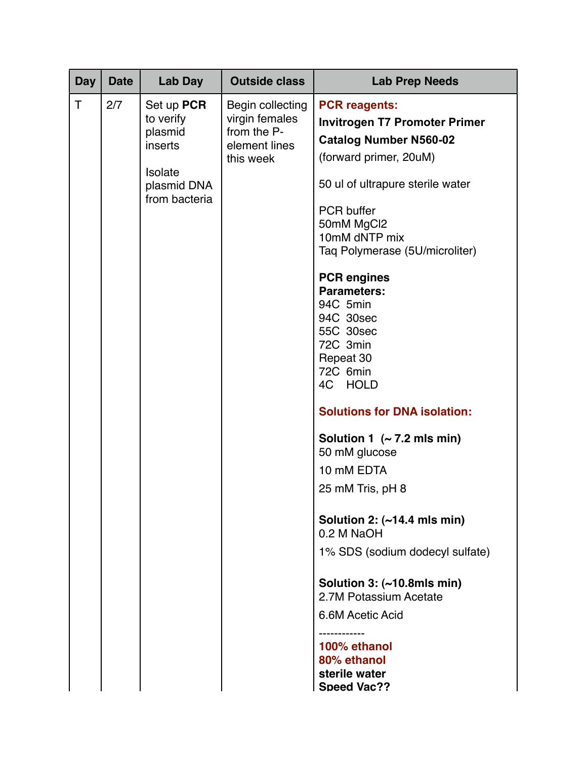| Day | Date | Lab Day | Outside class | Lab Prep Needs |
| --- | --- | --- | --- | --- |
| T | 2/7 | Set up **PCR** to verify plasmid inserts<br><br>Isolate plasmid DNA from bacteria | Begin collecting virgin females from the P-element lines this week | **PCR reagents:**<br>**Invitrogen T7 Promoter Primer**<br>**Catalog Number N560-02**<br>(forward primer, 20uM)<br><br>50 ul of ultrapure sterile water<br><br>PCR buffer<br>50mM $MgCl_2$<br>10mM dNTP mix<br>Taq Polymerase (5U/microliter)<br><br>**PCR engines**<br>**Parameters:**<br>94C 5min<br>94C 30sec<br>55C 30sec<br>72C 3min<br>Repeat 30<br>72C 6min<br>4C HOLD<br><br>**Solutions for DNA isolation:**<br><br>**Solution 1 (~ 7.2 mls min)**<br>50 mM glucose<br>10 mM EDTA<br>25 mM Tris, pH 8<br><br>**Solution 2: (~14.4 mls min)**<br>0.2 M NaOH<br>1% SDS (sodium dodecyl sulfate)<br><br>**Solution 3: (~10.8mls min)**<br>2.7M Potassium Acetate<br>6.6M Acetic Acid<br>------------<br>**100% ethanol**<br>**80% ethanol**<br>**sterile water**<br>**Speed Vac??** |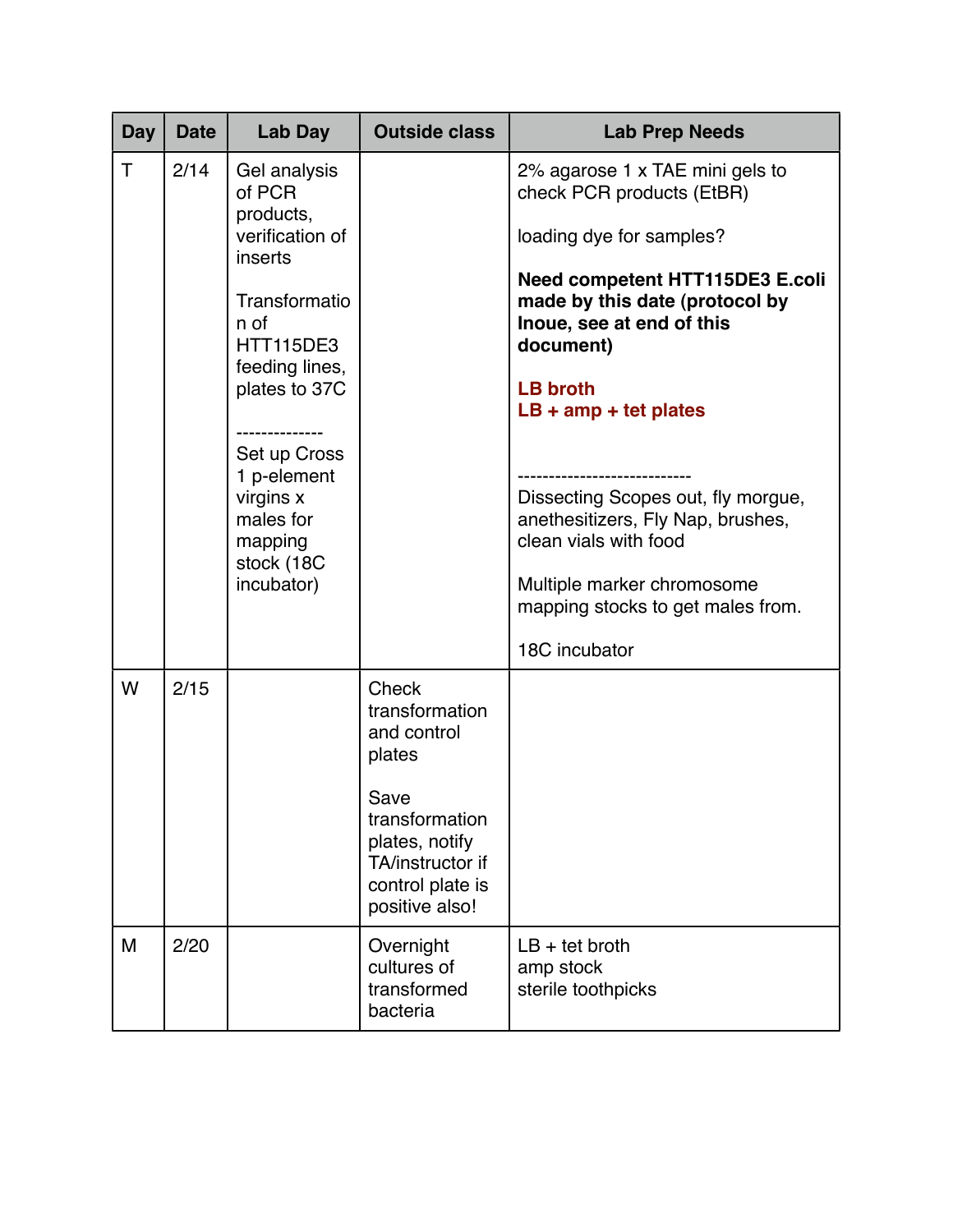| Day | Date | Lab Day | Outside class | Lab Prep Needs |
|---|---|---|---|---|
| T | 2/14 | Gel analysis of PCR products, verification of inserts<br><br>Transformation of HTT115DE3 feeding lines, plates to 37C<br><br>--------------<br>Set up Cross 1 p-element virgins x males for mapping stock (18C incubator) | | 2% agarose 1 x TAE mini gels to check PCR products (EtBR)<br><br>loading dye for samples?<br><br>**Need competent HTT115DE3 E.coli made by this date (protocol by Inoue, see at end of this document)**<br><br>**LB broth**<br>**LB + amp + tet plates**<br><br>----------------------------<br>Dissecting Scopes out, fly morgue, anethesitizers, Fly Nap, brushes, clean vials with food<br><br>Multiple marker chromosome mapping stocks to get males from.<br><br>18C incubator |
| W | 2/15 | | Check transformation and control plates<br><br>Save transformation plates, notify TA/instructor if control plate is positive also! | |
| M | 2/20 | | Overnight cultures of transformed bacteria | LB + tet broth<br>amp stock<br>sterile toothpicks |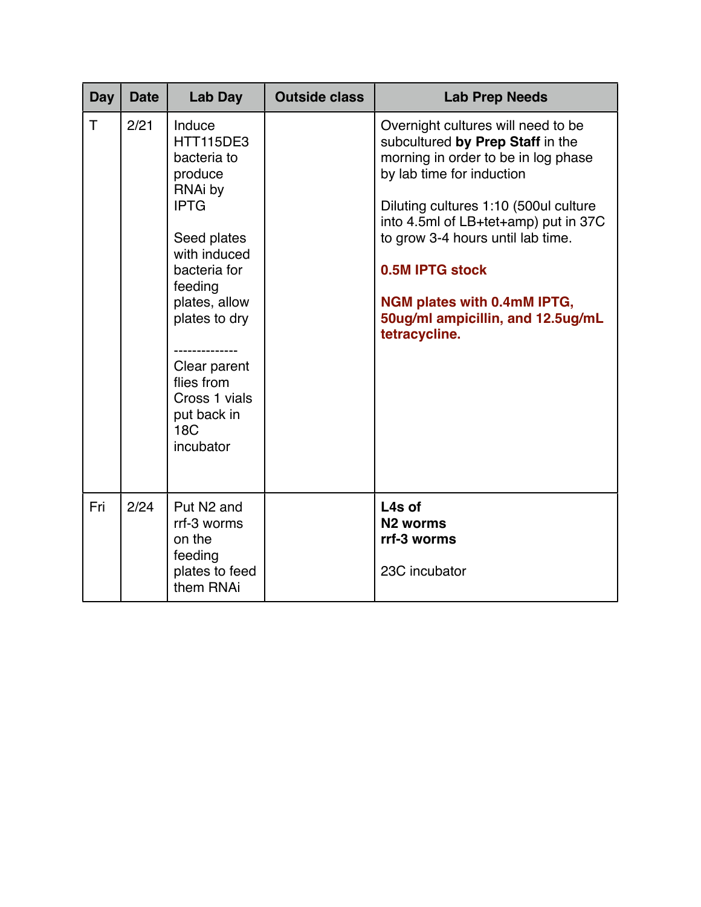| Day | Date | Lab Day | Outside class | Lab Prep Needs |
|---|---|---|---|---|
| T | 2/21 | Induce HTT115DE3 bacteria to produce RNAi by IPTG<br><br>Seed plates with induced bacteria for feeding plates, allow plates to dry<br><br>--------------<br>Clear parent flies from Cross 1 vials put back in 18C incubator | | Overnight cultures will need to be subcultured **by Prep Staff** in the morning in order to be in log phase by lab time for induction<br><br>Diluting cultures 1:10 (500ul culture into 4.5ml of LB+tet+amp) put in 37C to grow 3-4 hours until lab time.<br><br>**0.5M IPTG stock**<br><br>**NGM plates with 0.4mM IPTG, 50ug/ml ampicillin, and 12.5ug/mL tetracycline.** |
| Fri | 2/24 | Put N2 and rrf-3 worms on the feeding plates to feed them RNAi | | **L4s of**<br>**N2 worms**<br>**rrf-3 worms**<br><br>23C incubator |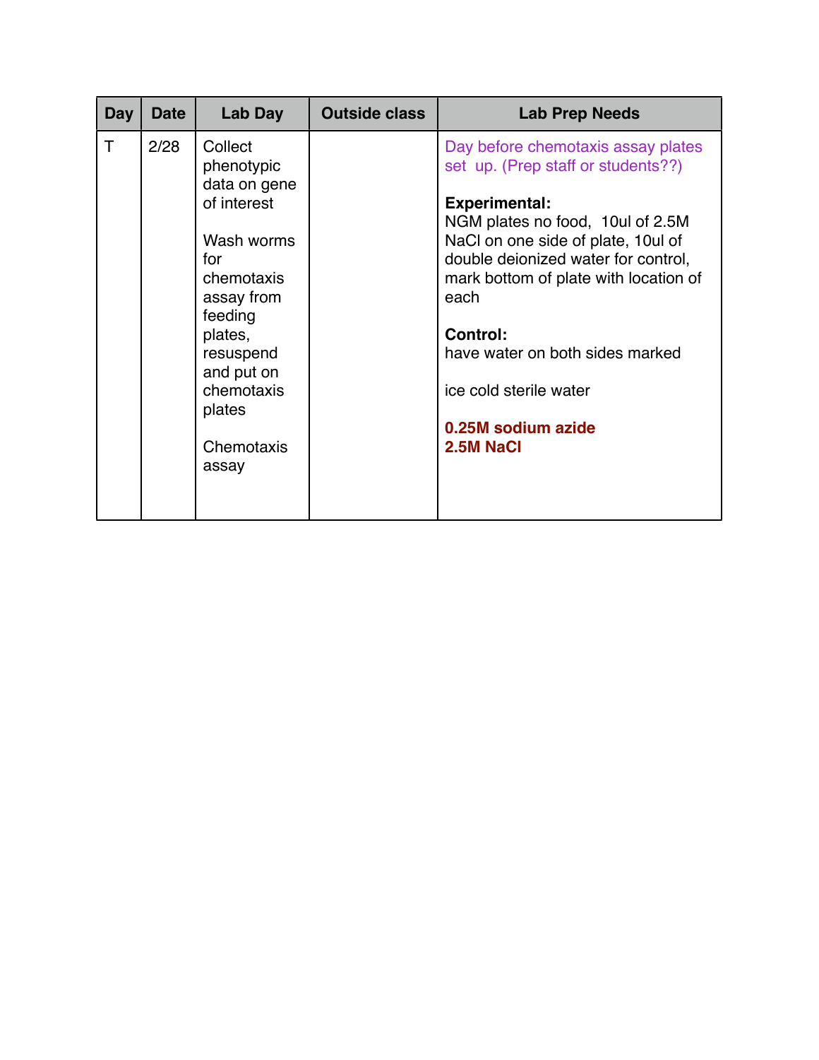| Day | Date | Lab Day | Outside class | Lab Prep Needs |
|---|---|---|---|---|
| T | 2/28 | Collect phenotypic data on gene of interest<br><br>Wash worms for chemotaxis assay from feeding plates, resuspend and put on chemotaxis plates<br><br>Chemotaxis assay | | Day before chemotaxis assay plates set up. (Prep staff or students??)<br><br>**Experimental:**<br>NGM plates no food, 10ul of 2.5M NaCl on one side of plate, 10ul of double deionized water for control, mark bottom of plate with location of each<br><br>**Control:**<br>have water on both sides marked<br><br>ice cold sterile water<br><br>**0.25M sodium azide**<br>**2.5M NaCl** |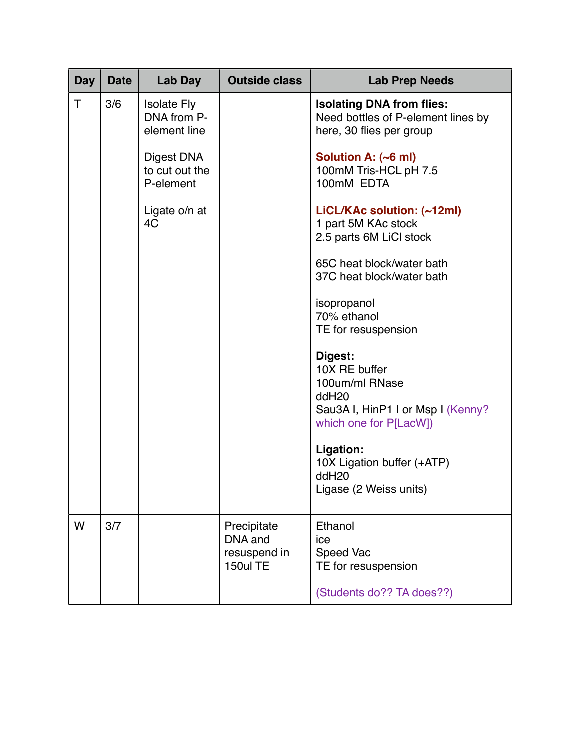| Day | Date | Lab Day | Outside class | Lab Prep Needs |
|---|---|---|---|---|
| T | 3/6 | Isolate Fly DNA from P-element line<br><br>Digest DNA to cut out the P-element<br><br>Ligate o/n at 4C | | **Isolating DNA from flies:**<br>Need bottles of P-element lines by here, 30 flies per group<br><br>**Solution A: (~6 ml)**<br>100mM Tris-HCL pH 7.5<br>100mM EDTA<br><br>**LiCL/KAc solution: (~12ml)**<br>1 part 5M KAc stock<br>2.5 parts 6M LiCl stock<br><br>65C heat block/water bath<br>37C heat block/water bath<br><br>isopropanol<br>70% ethanol<br>TE for resuspension<br><br>**Digest:**<br>10X RE buffer<br>100um/ml RNase<br>ddH20<br>Sau3A I, HinP1 I or Msp I (Kenny? which one for P[LacW])<br><br>**Ligation:**<br>10X Ligation buffer (+ATP)<br>ddH20<br>Ligase (2 Weiss units) |
| W | 3/7 | | Precipitate DNA and resuspend in 150ul TE | Ethanol<br>ice<br>Speed Vac<br>TE for resuspension<br><br>(Students do?? TA does??) |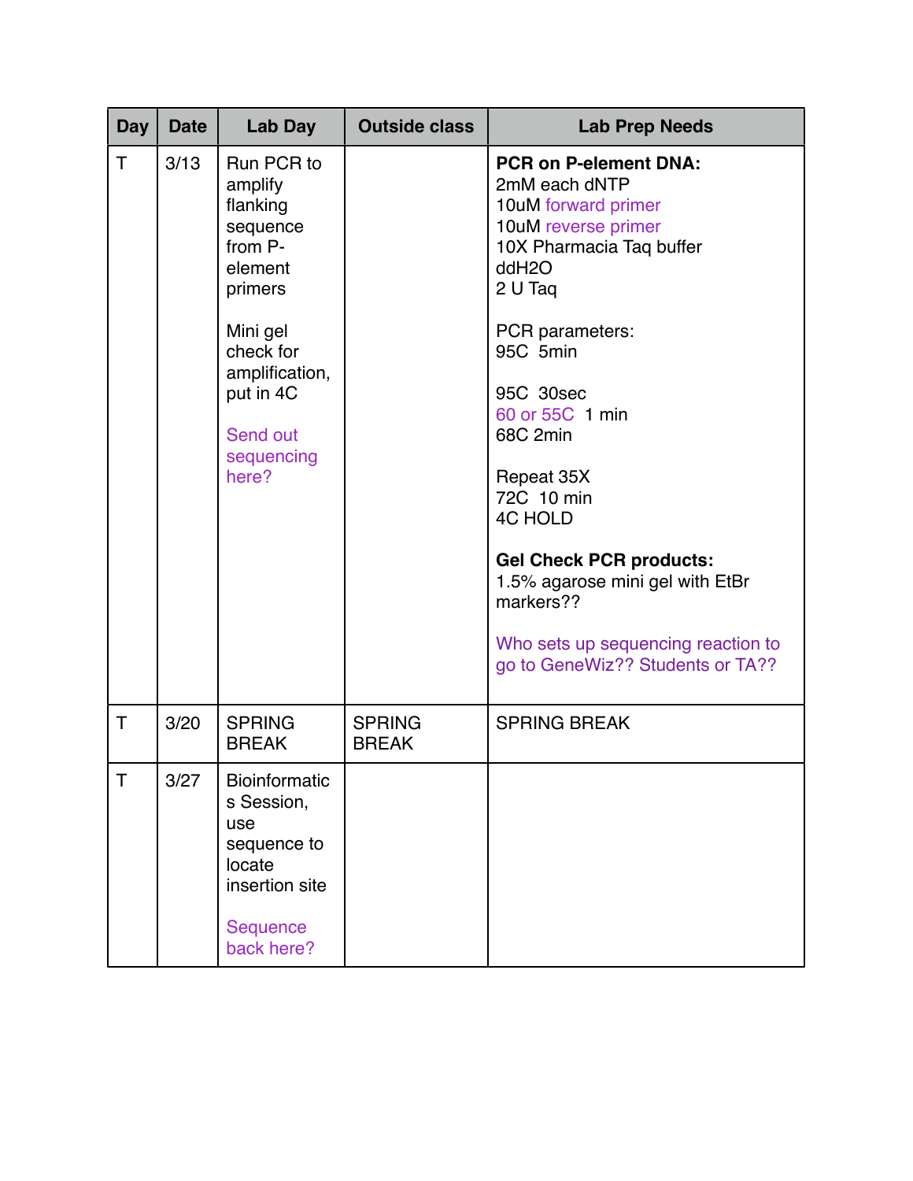| Day | Date | Lab Day | Outside class | Lab Prep Needs |
|---|---|---|---|---|
| T | 3/13 | Run PCR to amplify flanking sequence from P-element primers<br><br>Mini gel check for amplification, put in 4C<br><br>Send out sequencing here? | | **PCR on P-element DNA:**<br>2mM each dNTP<br>10uM forward primer<br>10uM reverse primer<br>10X Pharmacia Taq buffer<br>ddH2O<br>2 U Taq<br><br>PCR parameters:<br>95C 5min<br><br>95C 30sec<br>60 or 55C 1 min<br>68C 2min<br><br>Repeat 35X<br>72C 10 min<br>4C HOLD<br><br>**Gel Check PCR products:**<br>1.5% agarose mini gel with EtBr<br>markers??<br><br>Who sets up sequencing reaction to go to GeneWiz?? Students or TA?? |
| T | 3/20 | SPRING BREAK | SPRING BREAK | SPRING BREAK |
| T | 3/27 | Bioinformatics Session, use sequence to locate insertion site<br><br>Sequence back here? | | |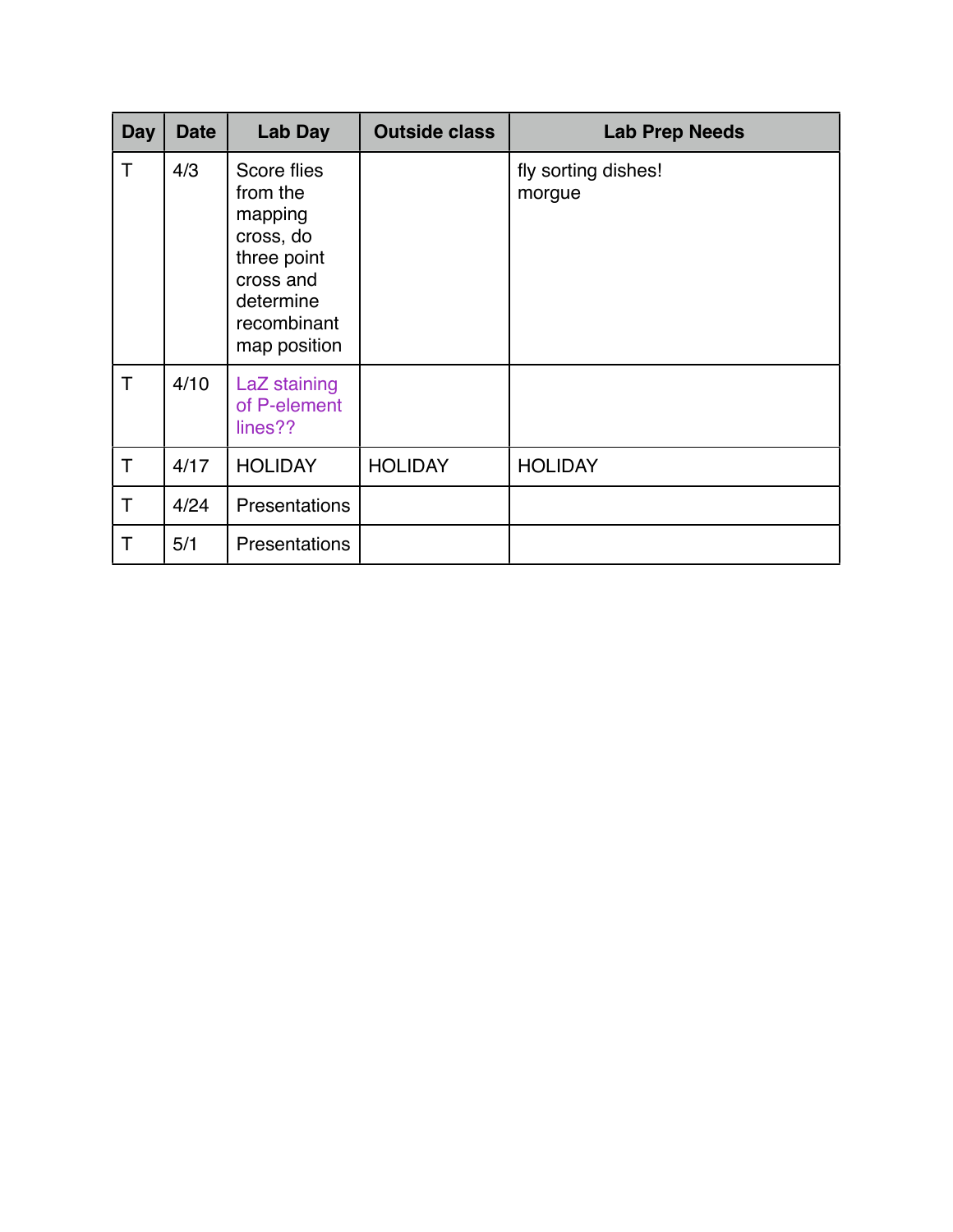| Day | Date | Lab Day | Outside class | Lab Prep Needs |
|---|---|---|---|---|
| T | 4/3 | Score flies from the mapping cross, do three point cross and determine recombinant map position | | fly sorting dishes!<br>morgue |
| T | 4/10 | LaZ staining of P-element lines?? | | |
| T | 4/17 | HOLIDAY | HOLIDAY | HOLIDAY |
| T | 4/24 | Presentations | | |
| T | 5/1 | Presentations | | |